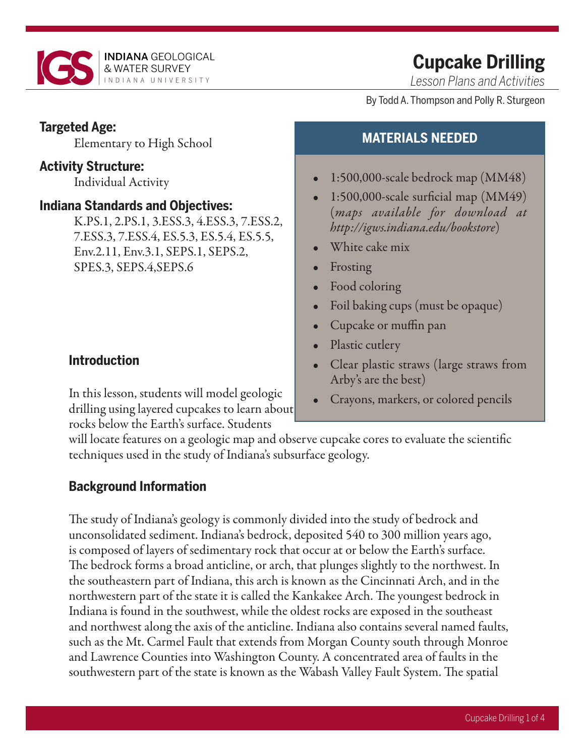INDIANA GEOLOGICAL & WATER SURVEY
INDIANA UNIVERSITY

# Cupcake Drilling

*Lesson Plans and Activities*

By Todd A. Thompson and Polly R. Sturgeon

**Targeted Age:**
Elementary to High School

**Activity Structure:**
Individual Activity

**Indiana Standards and Objectives:**
K.PS.1, 2.PS.1, 3.ESS.3, 4.ESS.3, 7.ESS.2, 7.ESS.3, 7.ESS.4, ES.5.3, ES.5.4, ES.5.5, Env.2.11, Env.3.1, SEPS.1, SEPS.2, SPES.3, SEPS.4,SEPS.6

## MATERIALS NEEDED

- 1:500,000-scale bedrock map (MM48)
- 1:500,000-scale surficial map (MM49) (*maps available for download at http://igws.indiana.edu/bookstore*)
- White cake mix
- Frosting
- Food coloring
- Foil baking cups (must be opaque)
- Cupcake or muffin pan
- Plastic cutlery
- Clear plastic straws (large straws from Arby's are the best)
- Crayons, markers, or colored pencils

## Introduction

In this lesson, students will model geologic drilling using layered cupcakes to learn about rocks below the Earth's surface. Students will locate features on a geologic map and observe cupcake cores to evaluate the scientific techniques used in the study of Indiana's subsurface geology.

## Background Information

The study of Indiana's geology is commonly divided into the study of bedrock and unconsolidated sediment. Indiana's bedrock, deposited 540 to 300 million years ago, is composed of layers of sedimentary rock that occur at or below the Earth's surface. The bedrock forms a broad anticline, or arch, that plunges slightly to the northwest. In the southeastern part of Indiana, this arch is known as the Cincinnati Arch, and in the northwestern part of the state it is called the Kankakee Arch. The youngest bedrock in Indiana is found in the southwest, while the oldest rocks are exposed in the southeast and northwest along the axis of the anticline. Indiana also contains several named faults, such as the Mt. Carmel Fault that extends from Morgan County south through Monroe and Lawrence Counties into Washington County. A concentrated area of faults in the southwestern part of the state is known as the Wabash Valley Fault System. The spatial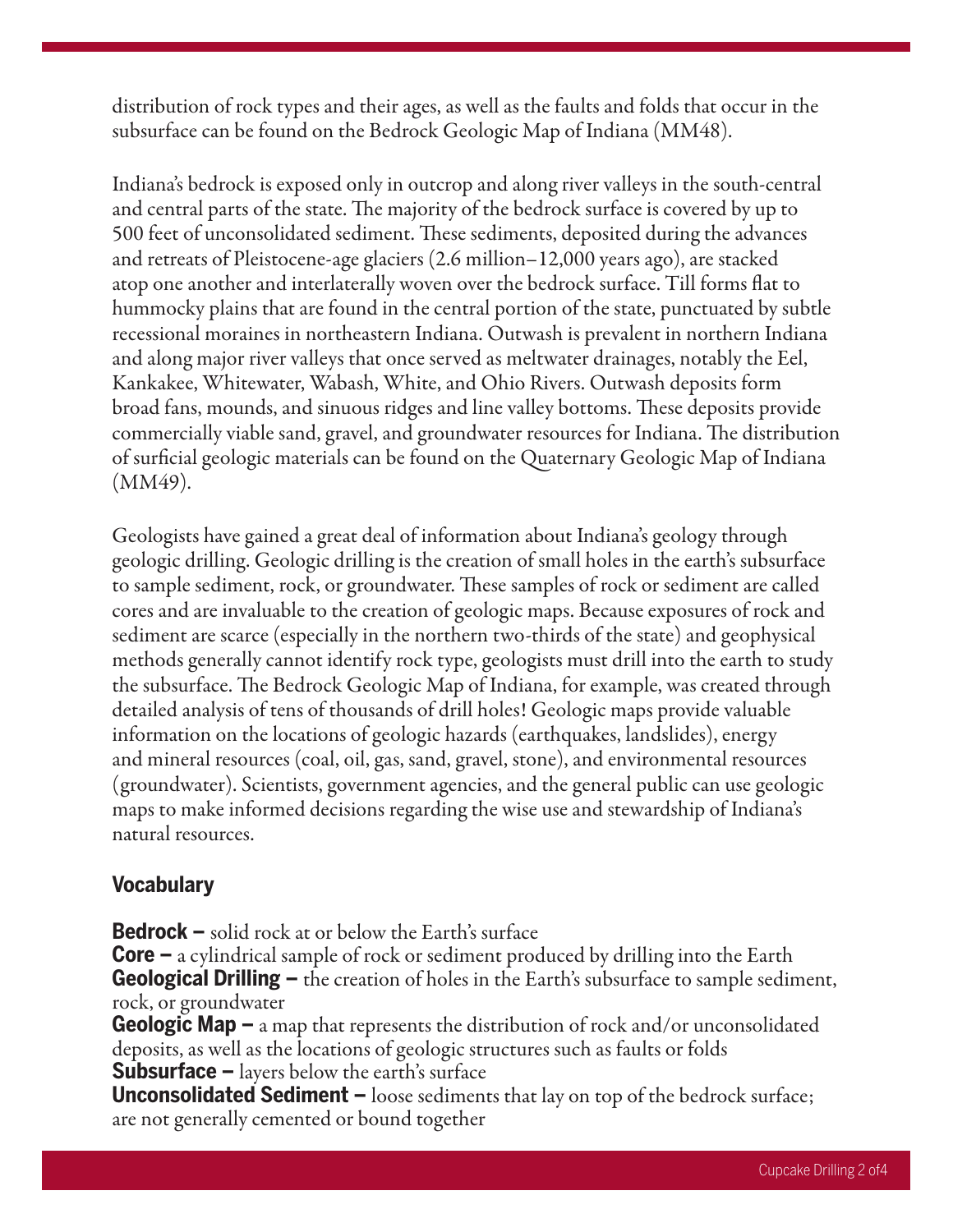distribution of rock types and their ages, as well as the faults and folds that occur in the subsurface can be found on the Bedrock Geologic Map of Indiana (MM48).

Indiana's bedrock is exposed only in outcrop and along river valleys in the south-central and central parts of the state. The majority of the bedrock surface is covered by up to 500 feet of unconsolidated sediment. These sediments, deposited during the advances and retreats of Pleistocene-age glaciers (2.6 million–12,000 years ago), are stacked atop one another and interlaterally woven over the bedrock surface. Till forms flat to hummocky plains that are found in the central portion of the state, punctuated by subtle recessional moraines in northeastern Indiana. Outwash is prevalent in northern Indiana and along major river valleys that once served as meltwater drainages, notably the Eel, Kankakee, Whitewater, Wabash, White, and Ohio Rivers. Outwash deposits form broad fans, mounds, and sinuous ridges and line valley bottoms. These deposits provide commercially viable sand, gravel, and groundwater resources for Indiana. The distribution of surficial geologic materials can be found on the Quaternary Geologic Map of Indiana (MM49).

Geologists have gained a great deal of information about Indiana's geology through geologic drilling. Geologic drilling is the creation of small holes in the earth's subsurface to sample sediment, rock, or groundwater. These samples of rock or sediment are called cores and are invaluable to the creation of geologic maps. Because exposures of rock and sediment are scarce (especially in the northern two-thirds of the state) and geophysical methods generally cannot identify rock type, geologists must drill into the earth to study the subsurface. The Bedrock Geologic Map of Indiana, for example, was created through detailed analysis of tens of thousands of drill holes! Geologic maps provide valuable information on the locations of geologic hazards (earthquakes, landslides), energy and mineral resources (coal, oil, gas, sand, gravel, stone), and environmental resources (groundwater). Scientists, government agencies, and the general public can use geologic maps to make informed decisions regarding the wise use and stewardship of Indiana's natural resources.

### Vocabulary

**Bedrock –** solid rock at or below the Earth's surface
**Core –** a cylindrical sample of rock or sediment produced by drilling into the Earth
**Geological Drilling –** the creation of holes in the Earth's subsurface to sample sediment, rock, or groundwater
**Geologic Map –** a map that represents the distribution of rock and/or unconsolidated deposits, as well as the locations of geologic structures such as faults or folds
**Subsurface –** layers below the earth's surface
**Unconsolidated Sediment –** loose sediments that lay on top of the bedrock surface; are not generally cemented or bound together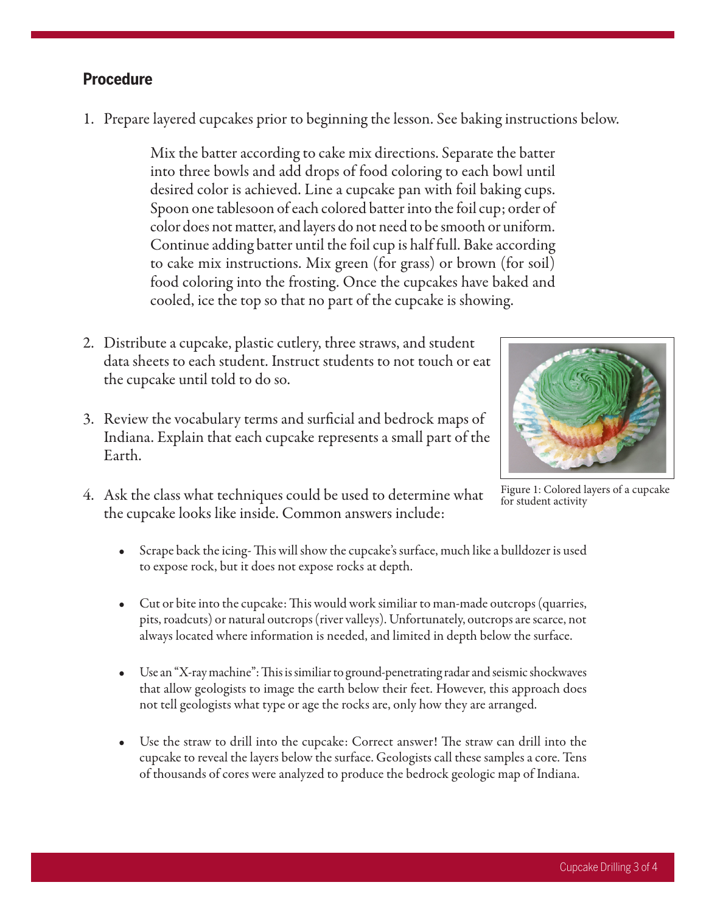## Procedure

1. Prepare layered cupcakes prior to beginning the lesson. See baking instructions below.

   Mix the batter according to cake mix directions. Separate the batter into three bowls and add drops of food coloring to each bowl until desired color is achieved. Line a cupcake pan with foil baking cups. Spoon one tablesoon of each colored batter into the foil cup; order of color does not matter, and layers do not need to be smooth or uniform. Continue adding batter until the foil cup is half full. Bake according to cake mix instructions. Mix green (for grass) or brown (for soil) food coloring into the frosting. Once the cupcakes have baked and cooled, ice the top so that no part of the cupcake is showing.

2. Distribute a cupcake, plastic cutlery, three straws, and student data sheets to each student. Instruct students to not touch or eat the cupcake until told to do so.

3. Review the vocabulary terms and surficial and bedrock maps of Indiana. Explain that each cupcake represents a small part of the Earth.

Figure 1: Colored layers of a cupcake for student activity

4. Ask the class what techniques could be used to determine what the cupcake looks like inside. Common answers include:

   - Scrape back the icing- This will show the cupcake's surface, much like a bulldozer is used to expose rock, but it does not expose rocks at depth.

   - Cut or bite into the cupcake: This would work similiar to man-made outcrops (quarries, pits, roadcuts) or natural outcrops (river valleys). Unfortunately, outcrops are scarce, not always located where information is needed, and limited in depth below the surface.

   - Use an "X-ray machine": This is similiar to ground-penetrating radar and seismic shockwaves that allow geologists to image the earth below their feet. However, this approach does not tell geologists what type or age the rocks are, only how they are arranged.

   - Use the straw to drill into the cupcake: Correct answer! The straw can drill into the cupcake to reveal the layers below the surface. Geologists call these samples a core. Tens of thousands of cores were analyzed to produce the bedrock geologic map of Indiana.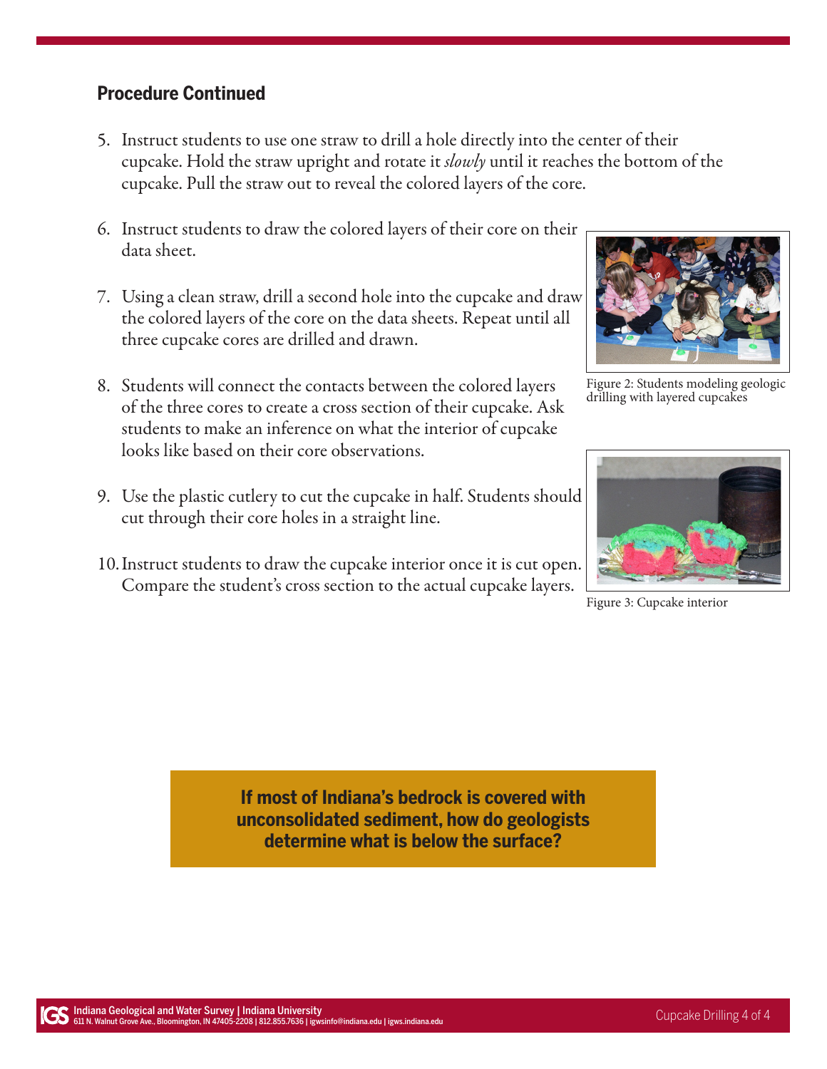## Procedure Continued

5. Instruct students to use one straw to drill a hole directly into the center of their cupcake. Hold the straw upright and rotate it *slowly* until it reaches the bottom of the cupcake. Pull the straw out to reveal the colored layers of the core.

6. Instruct students to draw the colored layers of their core on their data sheet.

7. Using a clean straw, drill a second hole into the cupcake and draw the colored layers of the core on the data sheets. Repeat until all three cupcake cores are drilled and drawn.

8. Students will connect the contacts between the colored layers of the three cores to create a cross section of their cupcake. Ask students to make an inference on what the interior of cupcake looks like based on their core observations.

9. Use the plastic cutlery to cut the cupcake in half. Students should cut through their core holes in a straight line.

10. Instruct students to draw the cupcake interior once it is cut open. Compare the student's cross section to the actual cupcake layers.

Figure 2: Students modeling geologic drilling with layered cupcakes

Figure 3: Cupcake interior

**If most of Indiana's bedrock is covered with unconsolidated sediment, how do geologists determine what is below the surface?**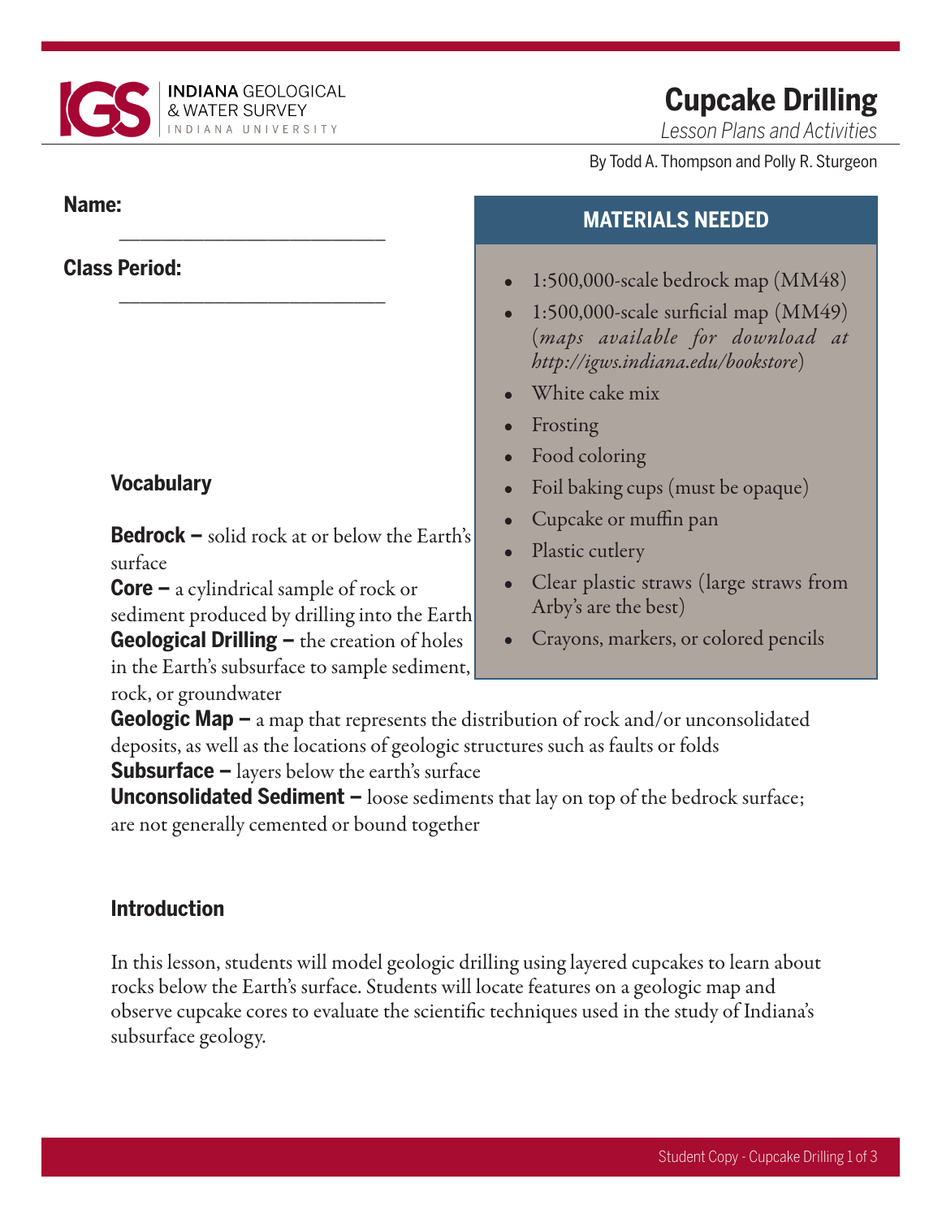# Cupcake Drilling

*Lesson Plans and Activities*

By Todd A. Thompson and Polly R. Sturgeon

**Name:** ___________________________

**Class Period:** ___________________________

## MATERIALS NEEDED

- 1:500,000-scale bedrock map (MM48)
- 1:500,000-scale surficial map (MM49) (*maps available for download at http://igws.indiana.edu/bookstore*)
- White cake mix
- Frosting
- Food coloring
- Foil baking cups (must be opaque)
- Cupcake or muffin pan
- Plastic cutlery
- Clear plastic straws (large straws from Arby's are the best)
- Crayons, markers, or colored pencils

### Vocabulary

**Bedrock –** solid rock at or below the Earth's surface
**Core –** a cylindrical sample of rock or sediment produced by drilling into the Earth
**Geological Drilling –** the creation of holes in the Earth's subsurface to sample sediment, rock, or groundwater
**Geologic Map –** a map that represents the distribution of rock and/or unconsolidated deposits, as well as the locations of geologic structures such as faults or folds
**Subsurface –** layers below the earth's surface
**Unconsolidated Sediment –** loose sediments that lay on top of the bedrock surface; are not generally cemented or bound together

### Introduction

In this lesson, students will model geologic drilling using layered cupcakes to learn about rocks below the Earth's surface. Students will locate features on a geologic map and observe cupcake cores to evaluate the scientific techniques used in the study of Indiana's subsurface geology.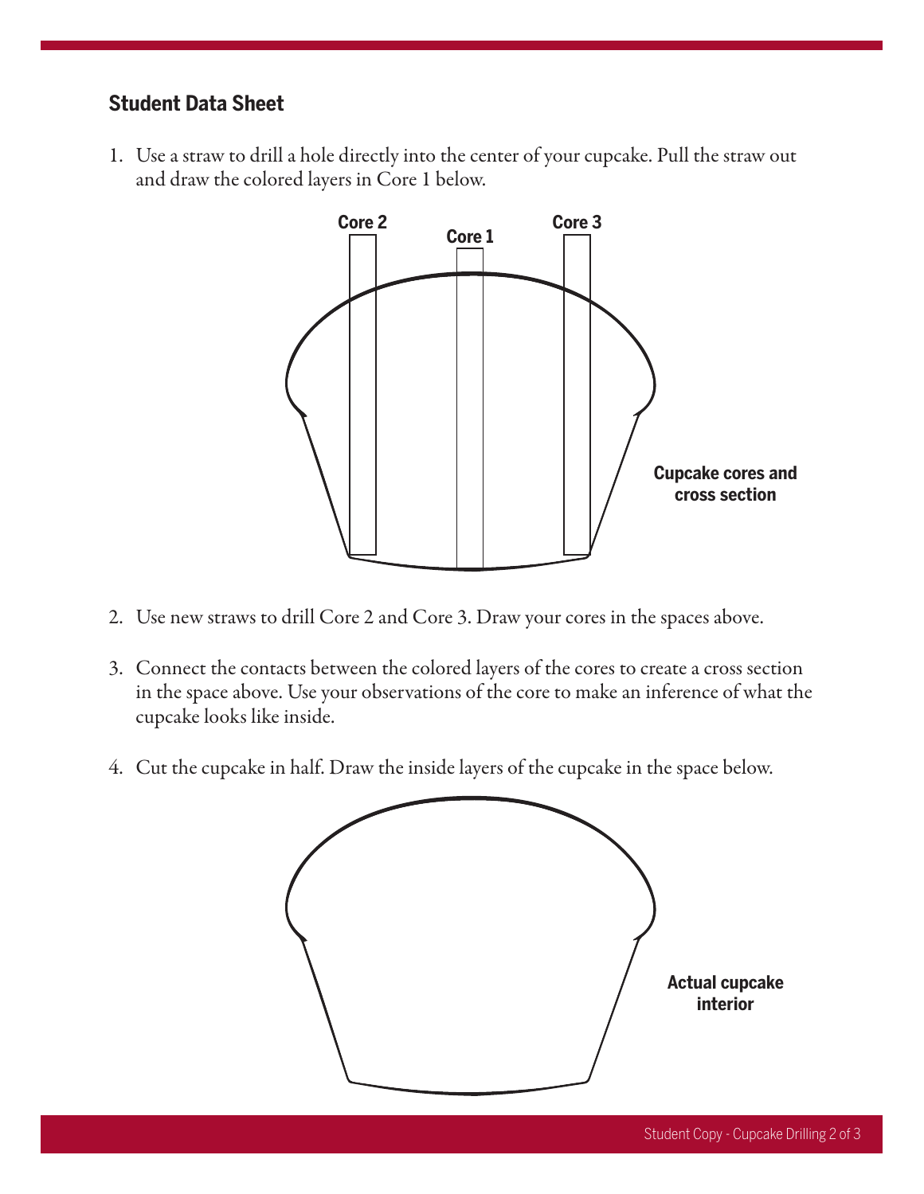## Student Data Sheet

1. Use a straw to drill a hole directly into the center of your cupcake. Pull the straw out and draw the colored layers in Core 1 below.

Core 2 Core 1 Core 3

**Cupcake cores and cross section**

2. Use new straws to drill Core 2 and Core 3. Draw your cores in the spaces above.

3. Connect the contacts between the colored layers of the cores to create a cross section in the space above. Use your observations of the core to make an inference of what the cupcake looks like inside.

4. Cut the cupcake in half. Draw the inside layers of the cupcake in the space below.

**Actual cupcake interior**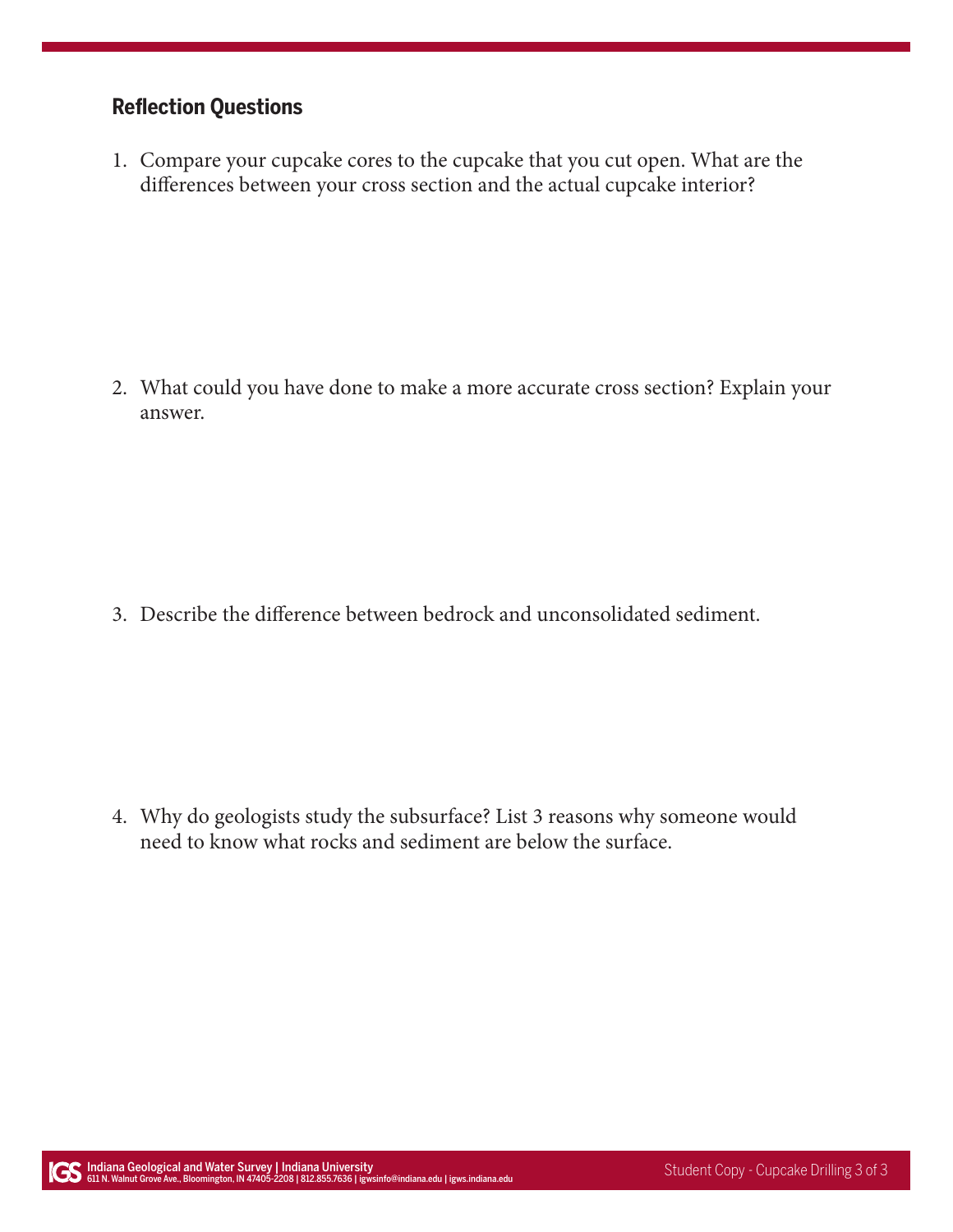## Reflection Questions

1. Compare your cupcake cores to the cupcake that you cut open. What are the differences between your cross section and the actual cupcake interior?

2. What could you have done to make a more accurate cross section? Explain your answer.

3. Describe the difference between bedrock and unconsolidated sediment.

4. Why do geologists study the subsurface? List 3 reasons why someone would need to know what rocks and sediment are below the surface.